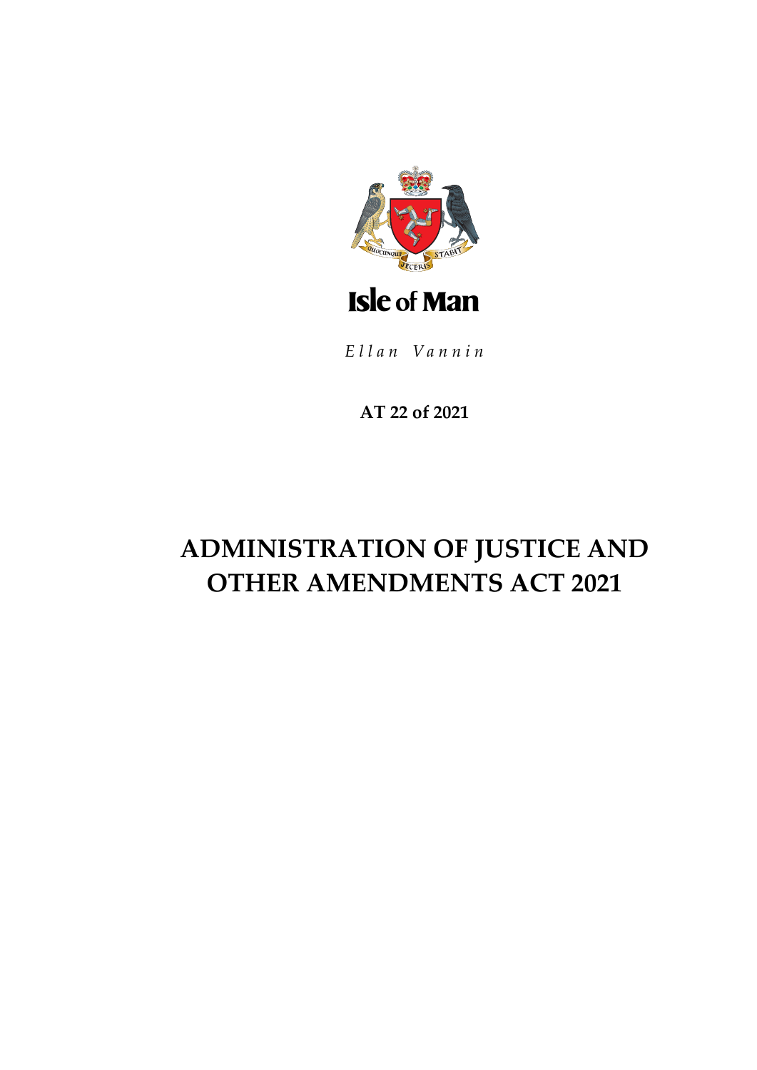Isle of Man

*Ellan Vannin*

**AT 22 of 2021**

# ADMINISTRATION OF JUSTICE AND OTHER AMENDMENTS ACT 2021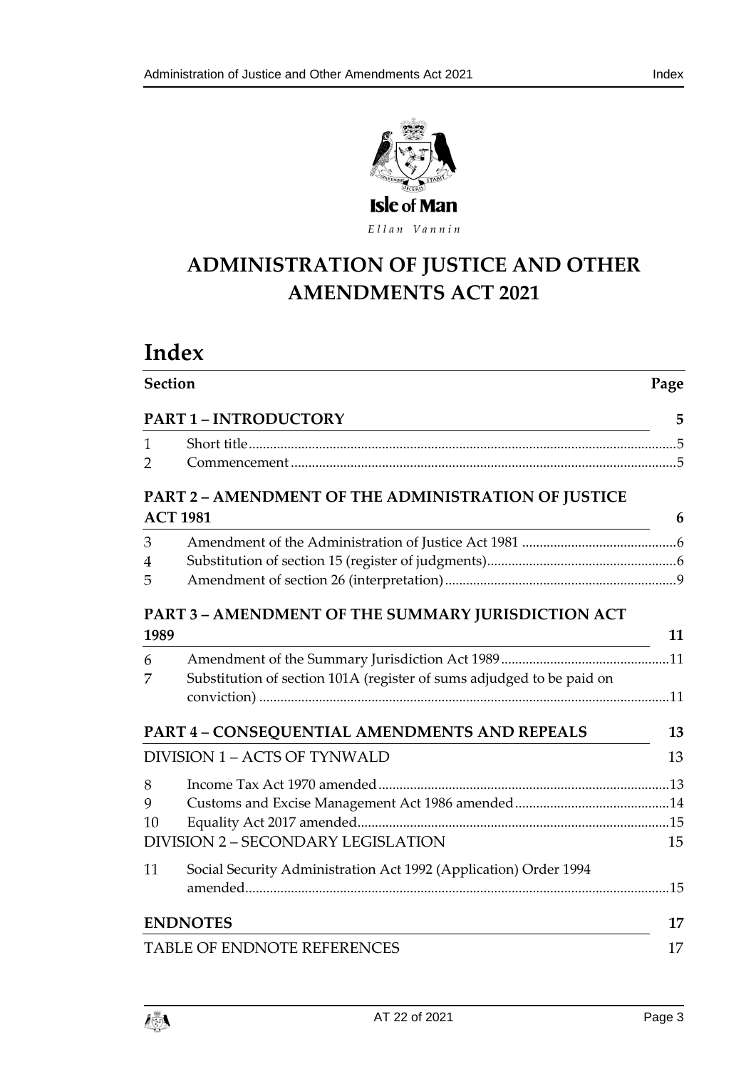Isle of Man

*Ellan Vannin*

# ADMINISTRATION OF JUSTICE AND OTHER AMENDMENTS ACT 2021

# Index

| Section | | Page |
|---|---|---|
| **PART 1 – INTRODUCTORY** | | **5** |
| 1 | Short title | 5 |
| 2 | Commencement | 5 |
| **PART 2 – AMENDMENT OF THE ADMINISTRATION OF JUSTICE ACT 1981** | | **6** |
| 3 | Amendment of the Administration of Justice Act 1981 | 6 |
| 4 | Substitution of section 15 (register of judgments) | 6 |
| 5 | Amendment of section 26 (interpretation) | 9 |
| **PART 3 – AMENDMENT OF THE SUMMARY JURISDICTION ACT 1989** | | **11** |
| 6 | Amendment of the Summary Jurisdiction Act 1989 | 11 |
| 7 | Substitution of section 101A (register of sums adjudged to be paid on conviction) | 11 |
| **PART 4 – CONSEQUENTIAL AMENDMENTS AND REPEALS** | | **13** |
| DIVISION 1 – ACTS OF TYNWALD | | 13 |
| 8 | Income Tax Act 1970 amended | 13 |
| 9 | Customs and Excise Management Act 1986 amended | 14 |
| 10 | Equality Act 2017 amended | 15 |
| DIVISION 2 – SECONDARY LEGISLATION | | 15 |
| 11 | Social Security Administration Act 1992 (Application) Order 1994 amended | 15 |
| **ENDNOTES** | | **17** |
| TABLE OF ENDNOTE REFERENCES | | 17 |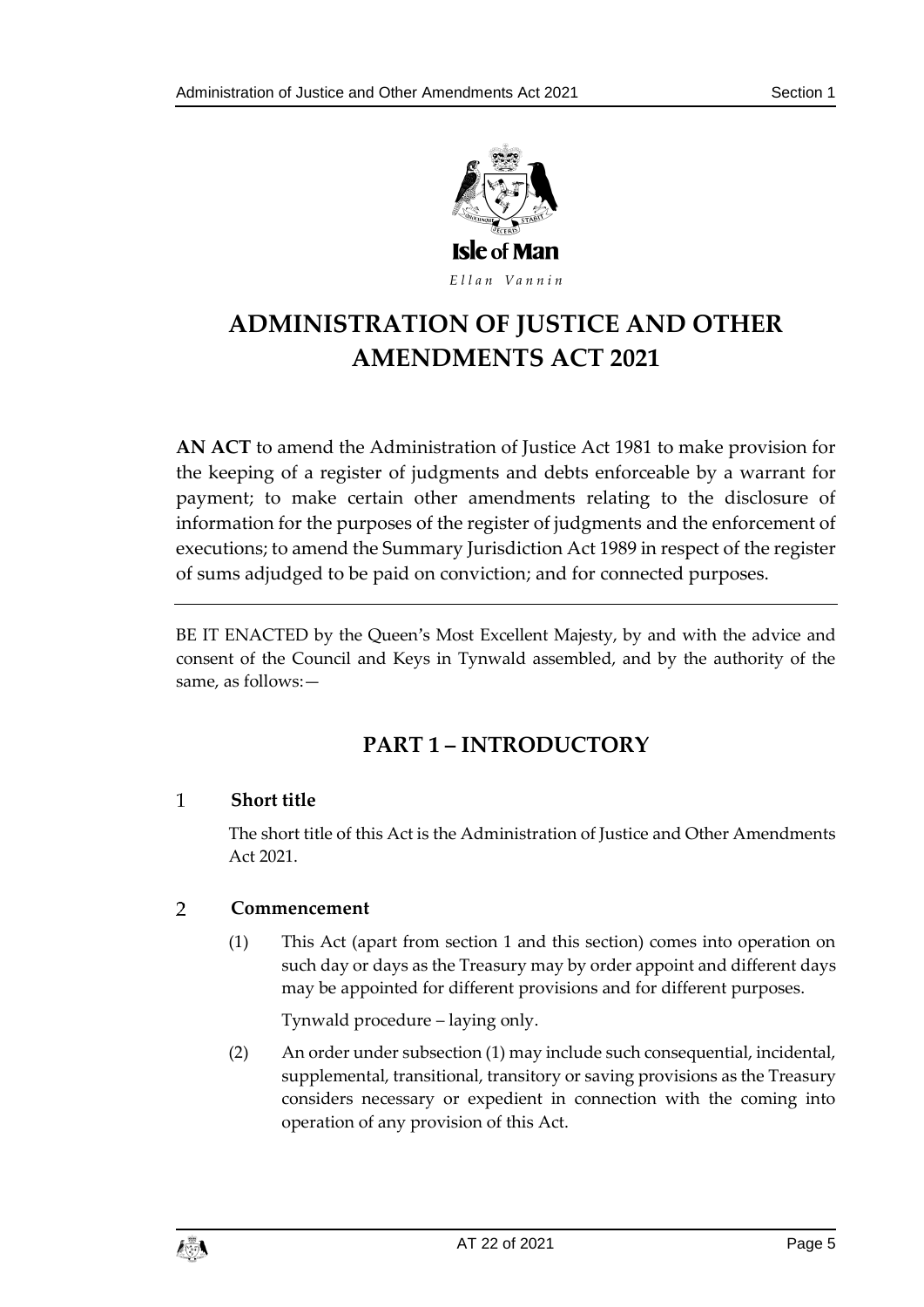Isle of Man

*Ellan Vannin*

# ADMINISTRATION OF JUSTICE AND OTHER AMENDMENTS ACT 2021

**AN ACT** to amend the Administration of Justice Act 1981 to make provision for the keeping of a register of judgments and debts enforceable by a warrant for payment; to make certain other amendments relating to the disclosure of information for the purposes of the register of judgments and the enforcement of executions; to amend the Summary Jurisdiction Act 1989 in respect of the register of sums adjudged to be paid on conviction; and for connected purposes.

---

BE IT ENACTED by the Queen's Most Excellent Majesty, by and with the advice and consent of the Council and Keys in Tynwald assembled, and by the authority of the same, as follows:—

## PART 1 – INTRODUCTORY

### 1 Short title

The short title of this Act is the Administration of Justice and Other Amendments Act 2021.

### 2 Commencement

(1) This Act (apart from section 1 and this section) comes into operation on such day or days as the Treasury may by order appoint and different days may be appointed for different provisions and for different purposes.

Tynwald procedure – laying only.

(2) An order under subsection (1) may include such consequential, incidental, supplemental, transitional, transitory or saving provisions as the Treasury considers necessary or expedient in connection with the coming into operation of any provision of this Act.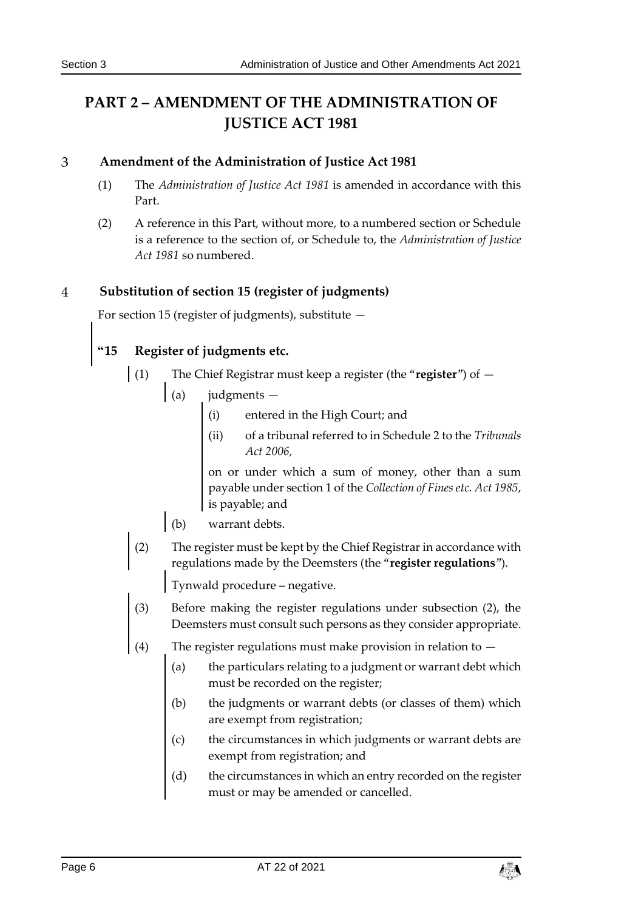# PART 2 – AMENDMENT OF THE ADMINISTRATION OF JUSTICE ACT 1981

## 3 Amendment of the Administration of Justice Act 1981

(1) The *Administration of Justice Act 1981* is amended in accordance with this Part.

(2) A reference in this Part, without more, to a numbered section or Schedule is a reference to the section of, or Schedule to, the *Administration of Justice Act 1981* so numbered.

## 4 Substitution of section 15 (register of judgments)

For section 15 (register of judgments), substitute —

### "15 Register of judgments etc.

(1) The Chief Registrar must keep a register (the "**register**") of —

(a) judgments —

(i) entered in the High Court; and

(ii) of a tribunal referred to in Schedule 2 to the *Tribunals Act 2006*,

on or under which a sum of money, other than a sum payable under section 1 of the *Collection of Fines etc. Act 1985*, is payable; and

(b) warrant debts.

(2) The register must be kept by the Chief Registrar in accordance with regulations made by the Deemsters (the "**register regulations**").

Tynwald procedure – negative.

(3) Before making the register regulations under subsection (2), the Deemsters must consult such persons as they consider appropriate.

(4) The register regulations must make provision in relation to —

(a) the particulars relating to a judgment or warrant debt which must be recorded on the register;

(b) the judgments or warrant debts (or classes of them) which are exempt from registration;

(c) the circumstances in which judgments or warrant debts are exempt from registration; and

(d) the circumstances in which an entry recorded on the register must or may be amended or cancelled.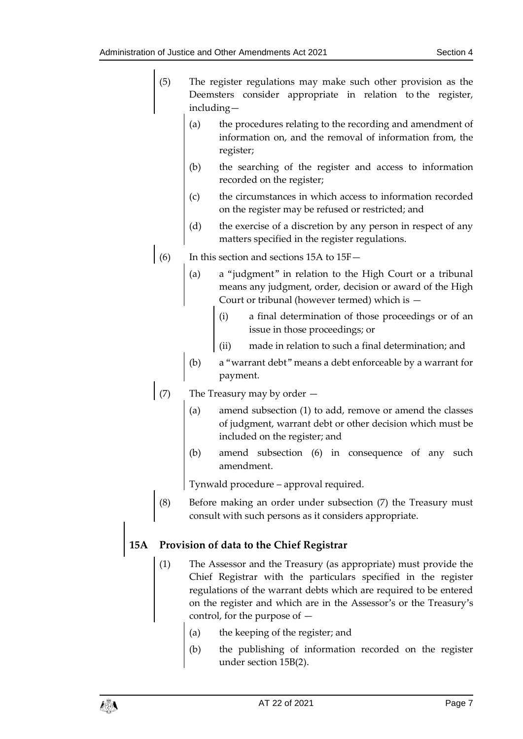(5) The register regulations may make such other provision as the Deemsters consider appropriate in relation to the register, including—

(a) the procedures relating to the recording and amendment of information on, and the removal of information from, the register;

(b) the searching of the register and access to information recorded on the register;

(c) the circumstances in which access to information recorded on the register may be refused or restricted; and

(d) the exercise of a discretion by any person in respect of any matters specified in the register regulations.

(6) In this section and sections 15A to 15F—

(a) a "judgment" in relation to the High Court or a tribunal means any judgment, order, decision or award of the High Court or tribunal (however termed) which is —

(i) a final determination of those proceedings or of an issue in those proceedings; or

(ii) made in relation to such a final determination; and

(b) a "warrant debt" means a debt enforceable by a warrant for payment.

(7) The Treasury may by order —

(a) amend subsection (1) to add, remove or amend the classes of judgment, warrant debt or other decision which must be included on the register; and

(b) amend subsection (6) in consequence of any such amendment.

Tynwald procedure – approval required.

(8) Before making an order under subsection (7) the Treasury must consult with such persons as it considers appropriate.

## 15A Provision of data to the Chief Registrar

(1) The Assessor and the Treasury (as appropriate) must provide the Chief Registrar with the particulars specified in the register regulations of the warrant debts which are required to be entered on the register and which are in the Assessor's or the Treasury's control, for the purpose of —

(a) the keeping of the register; and

(b) the publishing of information recorded on the register under section 15B(2).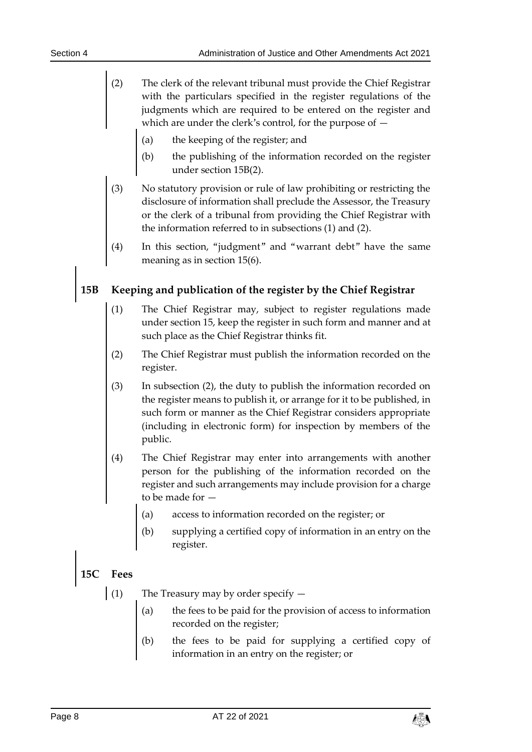(2) The clerk of the relevant tribunal must provide the Chief Registrar with the particulars specified in the register regulations of the judgments which are required to be entered on the register and which are under the clerk's control, for the purpose of —

(a) the keeping of the register; and

(b) the publishing of the information recorded on the register under section 15B(2).

(3) No statutory provision or rule of law prohibiting or restricting the disclosure of information shall preclude the Assessor, the Treasury or the clerk of a tribunal from providing the Chief Registrar with the information referred to in subsections (1) and (2).

(4) In this section, "judgment" and "warrant debt" have the same meaning as in section 15(6).

## 15B Keeping and publication of the register by the Chief Registrar

(1) The Chief Registrar may, subject to register regulations made under section 15, keep the register in such form and manner and at such place as the Chief Registrar thinks fit.

(2) The Chief Registrar must publish the information recorded on the register.

(3) In subsection (2), the duty to publish the information recorded on the register means to publish it, or arrange for it to be published, in such form or manner as the Chief Registrar considers appropriate (including in electronic form) for inspection by members of the public.

(4) The Chief Registrar may enter into arrangements with another person for the publishing of the information recorded on the register and such arrangements may include provision for a charge to be made for —

(a) access to information recorded on the register; or

(b) supplying a certified copy of information in an entry on the register.

## 15C Fees

(1) The Treasury may by order specify —

(a) the fees to be paid for the provision of access to information recorded on the register;

(b) the fees to be paid for supplying a certified copy of information in an entry on the register; or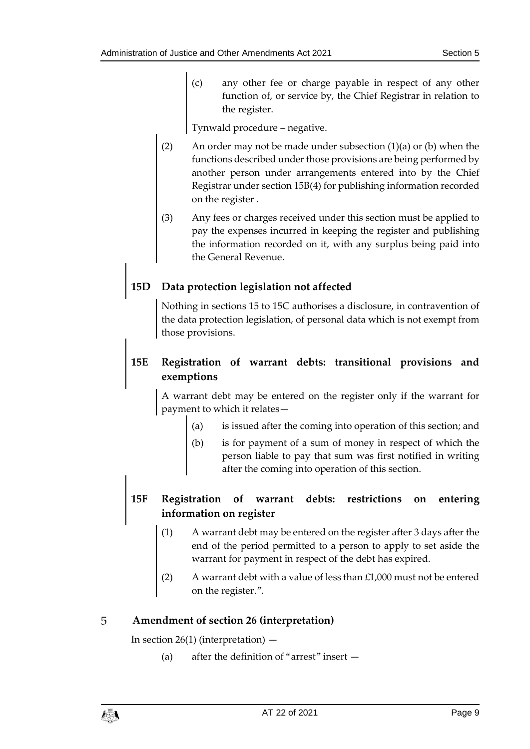(c) any other fee or charge payable in respect of any other function of, or service by, the Chief Registrar in relation to the register.

Tynwald procedure – negative.

(2) An order may not be made under subsection (1)(a) or (b) when the functions described under those provisions are being performed by another person under arrangements entered into by the Chief Registrar under section 15B(4) for publishing information recorded on the register .

(3) Any fees or charges received under this section must be applied to pay the expenses incurred in keeping the register and publishing the information recorded on it, with any surplus being paid into the General Revenue.

### 15D Data protection legislation not affected

Nothing in sections 15 to 15C authorises a disclosure, in contravention of the data protection legislation, of personal data which is not exempt from those provisions.

### 15E Registration of warrant debts: transitional provisions and exemptions

A warrant debt may be entered on the register only if the warrant for payment to which it relates—

(a) is issued after the coming into operation of this section; and

(b) is for payment of a sum of money in respect of which the person liable to pay that sum was first notified in writing after the coming into operation of this section.

### 15F Registration of warrant debts: restrictions on entering information on register

(1) A warrant debt may be entered on the register after 3 days after the end of the period permitted to a person to apply to set aside the warrant for payment in respect of the debt has expired.

(2) A warrant debt with a value of less than £1,000 must not be entered on the register.”.

## 5 Amendment of section 26 (interpretation)

In section 26(1) (interpretation) —

(a) after the definition of “arrest” insert —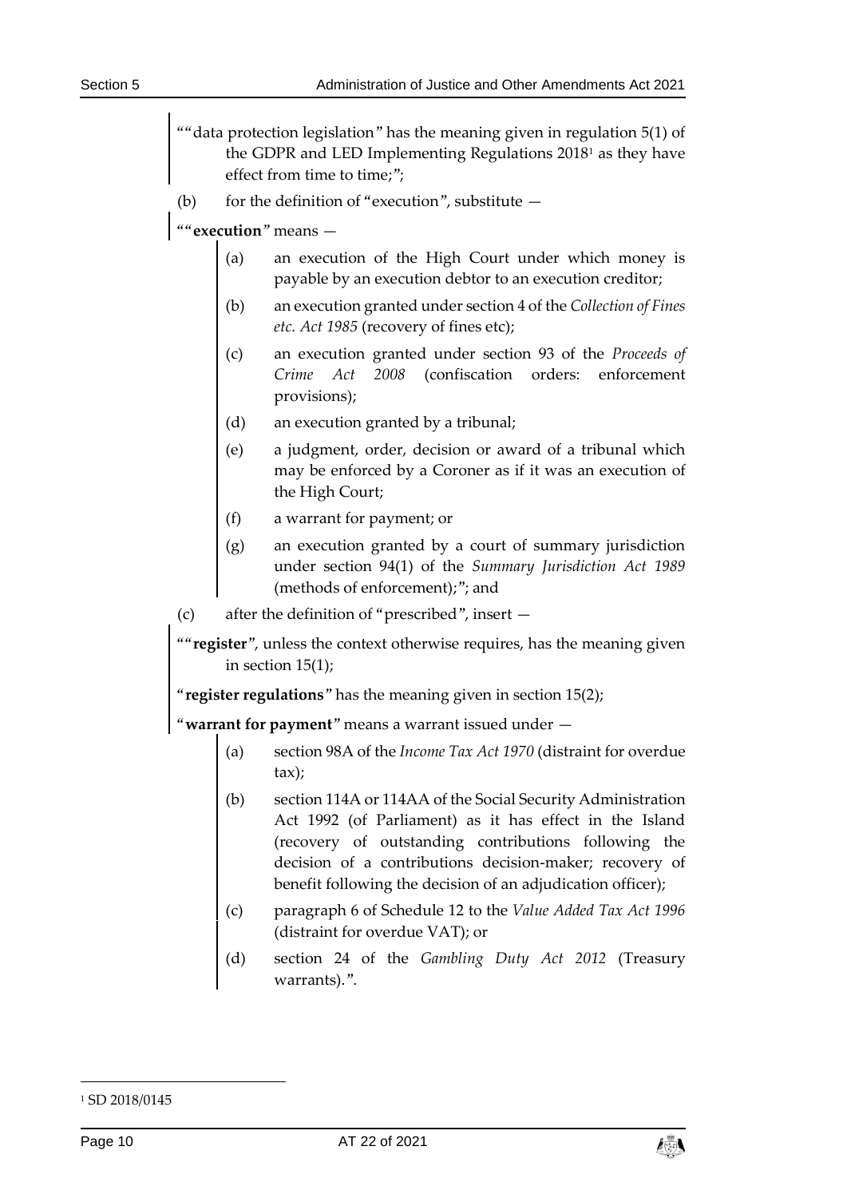""data protection legislation" has the meaning given in regulation 5(1) of the GDPR and LED Implementing Regulations 2018[1] as they have effect from time to time;";

(b) for the definition of "execution", substitute —

""**execution**" means —

(a) an execution of the High Court under which money is payable by an execution debtor to an execution creditor;

(b) an execution granted under section 4 of the *Collection of Fines etc. Act 1985* (recovery of fines etc);

(c) an execution granted under section 93 of the *Proceeds of Crime Act 2008* (confiscation orders: enforcement provisions);

(d) an execution granted by a tribunal;

(e) a judgment, order, decision or award of a tribunal which may be enforced by a Coroner as if it was an execution of the High Court;

(f) a warrant for payment; or

(g) an execution granted by a court of summary jurisdiction under section 94(1) of the *Summary Jurisdiction Act 1989* (methods of enforcement);"; and

(c) after the definition of "prescribed", insert —

""**register**", unless the context otherwise requires, has the meaning given in section 15(1);

"**register regulations**" has the meaning given in section 15(2);

"**warrant for payment**" means a warrant issued under —

(a) section 98A of the *Income Tax Act 1970* (distraint for overdue tax);

(b) section 114A or 114AA of the Social Security Administration Act 1992 (of Parliament) as it has effect in the Island (recovery of outstanding contributions following the decision of a contributions decision-maker; recovery of benefit following the decision of an adjudication officer);

(c) paragraph 6 of Schedule 12 to the *Value Added Tax Act 1996* (distraint for overdue VAT); or

(d) section 24 of the *Gambling Duty Act 2012* (Treasury warrants).".

[1] SD 2018/0145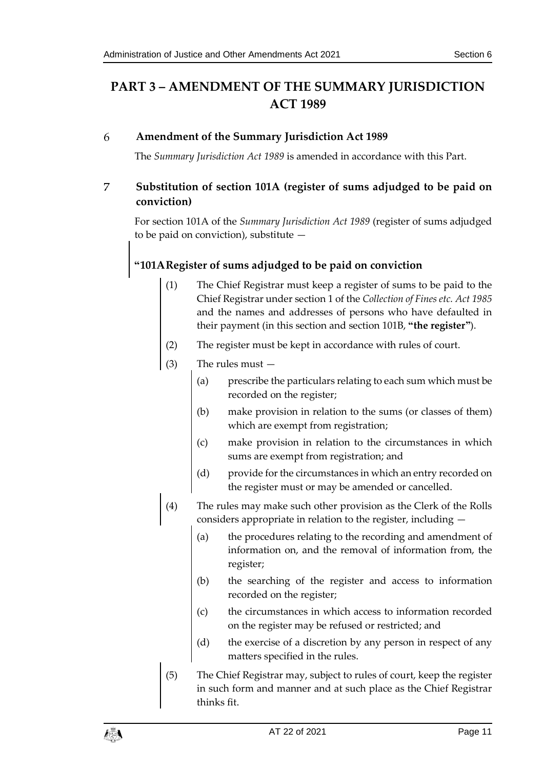# PART 3 – AMENDMENT OF THE SUMMARY JURISDICTION ACT 1989

## 6 Amendment of the Summary Jurisdiction Act 1989

The *Summary Jurisdiction Act 1989* is amended in accordance with this Part.

## 7 Substitution of section 101A (register of sums adjudged to be paid on conviction)

For section 101A of the *Summary Jurisdiction Act 1989* (register of sums adjudged to be paid on conviction), substitute —

### "101A Register of sums adjudged to be paid on conviction

(1) The Chief Registrar must keep a register of sums to be paid to the Chief Registrar under section 1 of the *Collection of Fines etc. Act 1985* and the names and addresses of persons who have defaulted in their payment (in this section and section 101B, **"the register"**).

(2) The register must be kept in accordance with rules of court.

(3) The rules must —

- (a) prescribe the particulars relating to each sum which must be recorded on the register;
- (b) make provision in relation to the sums (or classes of them) which are exempt from registration;
- (c) make provision in relation to the circumstances in which sums are exempt from registration; and
- (d) provide for the circumstances in which an entry recorded on the register must or may be amended or cancelled.

(4) The rules may make such other provision as the Clerk of the Rolls considers appropriate in relation to the register, including —

- (a) the procedures relating to the recording and amendment of information on, and the removal of information from, the register;
- (b) the searching of the register and access to information recorded on the register;
- (c) the circumstances in which access to information recorded on the register may be refused or restricted; and
- (d) the exercise of a discretion by any person in respect of any matters specified in the rules.

(5) The Chief Registrar may, subject to rules of court, keep the register in such form and manner and at such place as the Chief Registrar thinks fit.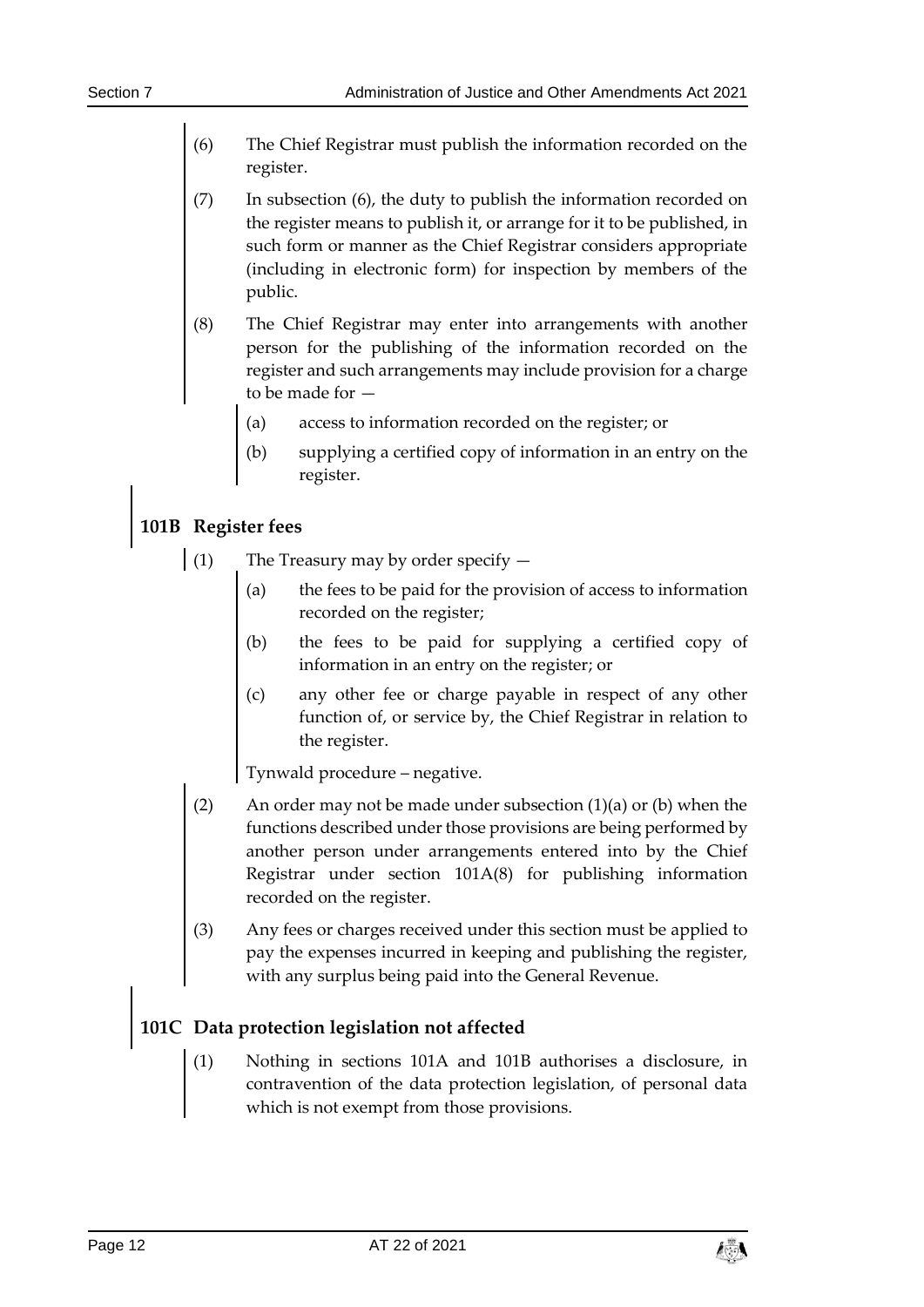(6) The Chief Registrar must publish the information recorded on the register.

(7) In subsection (6), the duty to publish the information recorded on the register means to publish it, or arrange for it to be published, in such form or manner as the Chief Registrar considers appropriate (including in electronic form) for inspection by members of the public.

(8) The Chief Registrar may enter into arrangements with another person for the publishing of the information recorded on the register and such arrangements may include provision for a charge to be made for —

(a) access to information recorded on the register; or

(b) supplying a certified copy of information in an entry on the register.

## 101B Register fees

(1) The Treasury may by order specify —

(a) the fees to be paid for the provision of access to information recorded on the register;

(b) the fees to be paid for supplying a certified copy of information in an entry on the register; or

(c) any other fee or charge payable in respect of any other function of, or service by, the Chief Registrar in relation to the register.

Tynwald procedure – negative.

(2) An order may not be made under subsection (1)(a) or (b) when the functions described under those provisions are being performed by another person under arrangements entered into by the Chief Registrar under section 101A(8) for publishing information recorded on the register.

(3) Any fees or charges received under this section must be applied to pay the expenses incurred in keeping and publishing the register, with any surplus being paid into the General Revenue.

## 101C Data protection legislation not affected

(1) Nothing in sections 101A and 101B authorises a disclosure, in contravention of the data protection legislation, of personal data which is not exempt from those provisions.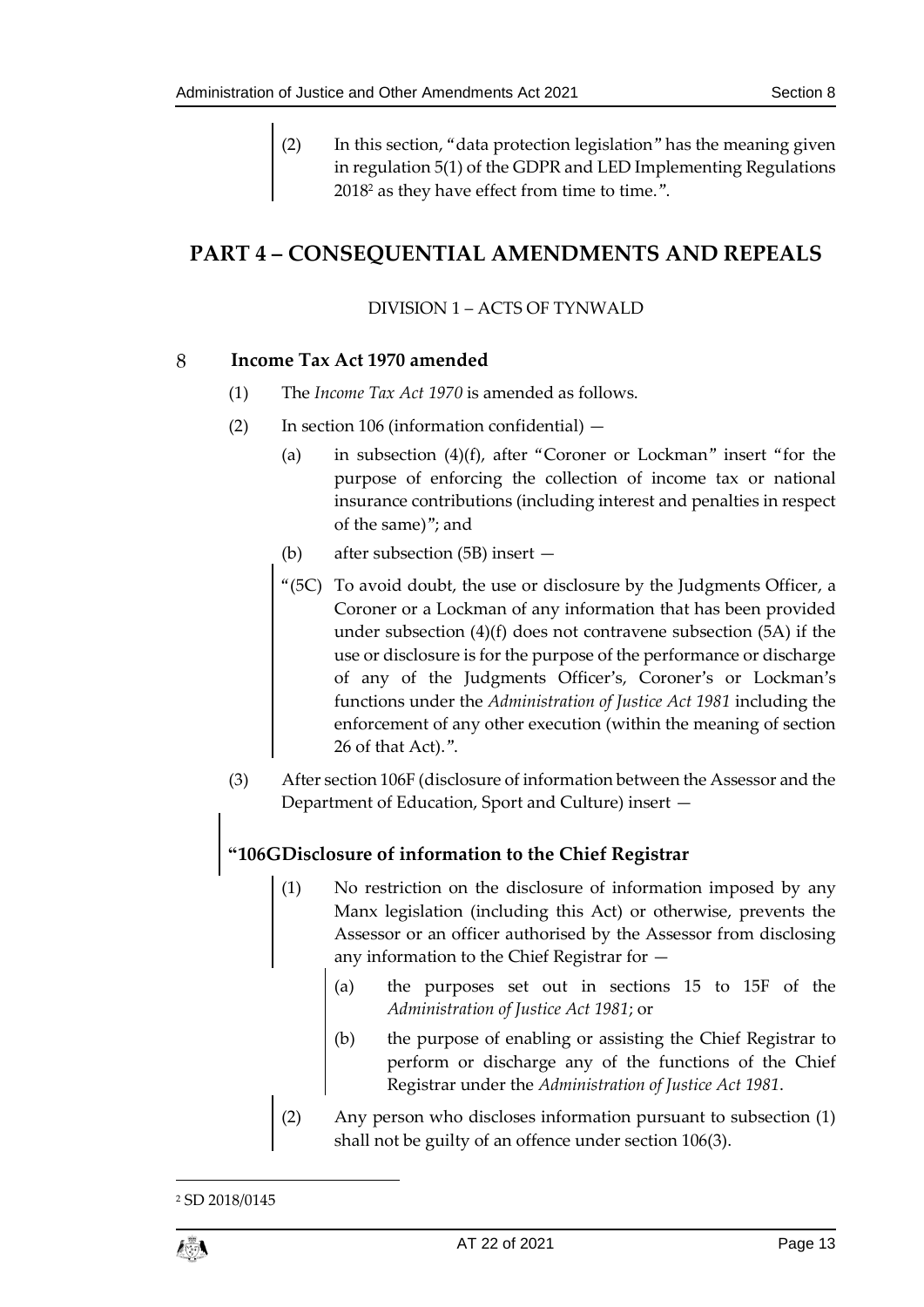(2) In this section, "data protection legislation" has the meaning given in regulation 5(1) of the GDPR and LED Implementing Regulations 2018[2] as they have effect from time to time.".

# PART 4 – CONSEQUENTIAL AMENDMENTS AND REPEALS

DIVISION 1 – ACTS OF TYNWALD

## 8 Income Tax Act 1970 amended

(1) The *Income Tax Act 1970* is amended as follows.

(2) In section 106 (information confidential) —

(a) in subsection (4)(f), after "Coroner or Lockman" insert "for the purpose of enforcing the collection of income tax or national insurance contributions (including interest and penalties in respect of the same)"; and

(b) after subsection (5B) insert —

"(5C) To avoid doubt, the use or disclosure by the Judgments Officer, a Coroner or a Lockman of any information that has been provided under subsection (4)(f) does not contravene subsection (5A) if the use or disclosure is for the purpose of the performance or discharge of any of the Judgments Officer's, Coroner's or Lockman's functions under the *Administration of Justice Act 1981* including the enforcement of any other execution (within the meaning of section 26 of that Act).".

(3) After section 106F (disclosure of information between the Assessor and the Department of Education, Sport and Culture) insert —

**"106G Disclosure of information to the Chief Registrar**

(1) No restriction on the disclosure of information imposed by any Manx legislation (including this Act) or otherwise, prevents the Assessor or an officer authorised by the Assessor from disclosing any information to the Chief Registrar for —

(a) the purposes set out in sections 15 to 15F of the *Administration of Justice Act 1981*; or

(b) the purpose of enabling or assisting the Chief Registrar to perform or discharge any of the functions of the Chief Registrar under the *Administration of Justice Act 1981*.

(2) Any person who discloses information pursuant to subsection (1) shall not be guilty of an offence under section 106(3).

---

[2] SD 2018/0145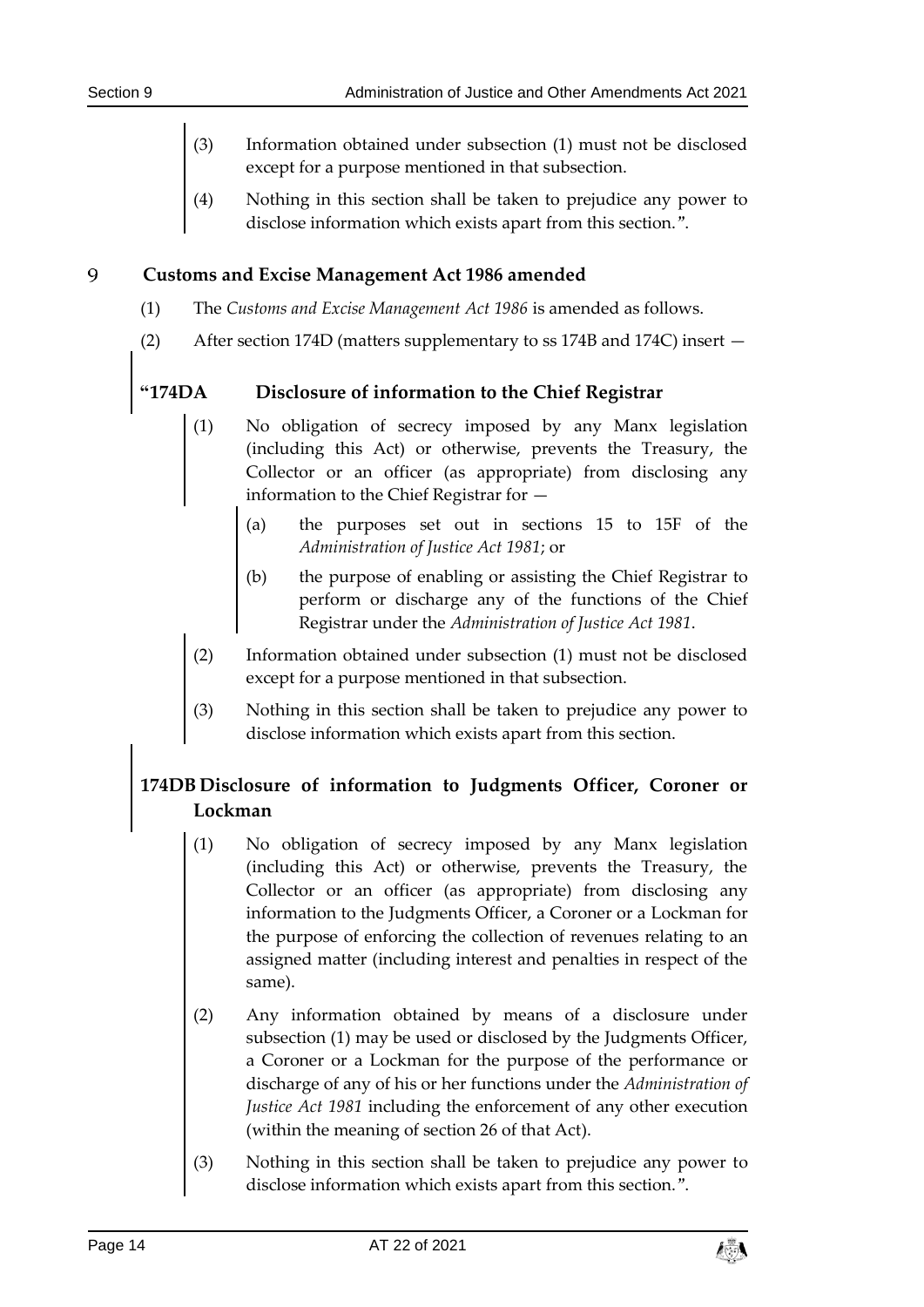(3) Information obtained under subsection (1) must not be disclosed except for a purpose mentioned in that subsection.

(4) Nothing in this section shall be taken to prejudice any power to disclose information which exists apart from this section.".

## 9 Customs and Excise Management Act 1986 amended

(1) The *Customs and Excise Management Act 1986* is amended as follows.

(2) After section 174D (matters supplementary to ss 174B and 174C) insert —

### "174DA Disclosure of information to the Chief Registrar

(1) No obligation of secrecy imposed by any Manx legislation (including this Act) or otherwise, prevents the Treasury, the Collector or an officer (as appropriate) from disclosing any information to the Chief Registrar for —

(a) the purposes set out in sections 15 to 15F of the *Administration of Justice Act 1981*; or

(b) the purpose of enabling or assisting the Chief Registrar to perform or discharge any of the functions of the Chief Registrar under the *Administration of Justice Act 1981*.

(2) Information obtained under subsection (1) must not be disclosed except for a purpose mentioned in that subsection.

(3) Nothing in this section shall be taken to prejudice any power to disclose information which exists apart from this section.

### 174DB Disclosure of information to Judgments Officer, Coroner or Lockman

(1) No obligation of secrecy imposed by any Manx legislation (including this Act) or otherwise, prevents the Treasury, the Collector or an officer (as appropriate) from disclosing any information to the Judgments Officer, a Coroner or a Lockman for the purpose of enforcing the collection of revenues relating to an assigned matter (including interest and penalties in respect of the same).

(2) Any information obtained by means of a disclosure under subsection (1) may be used or disclosed by the Judgments Officer, a Coroner or a Lockman for the purpose of the performance or discharge of any of his or her functions under the *Administration of Justice Act 1981* including the enforcement of any other execution (within the meaning of section 26 of that Act).

(3) Nothing in this section shall be taken to prejudice any power to disclose information which exists apart from this section.".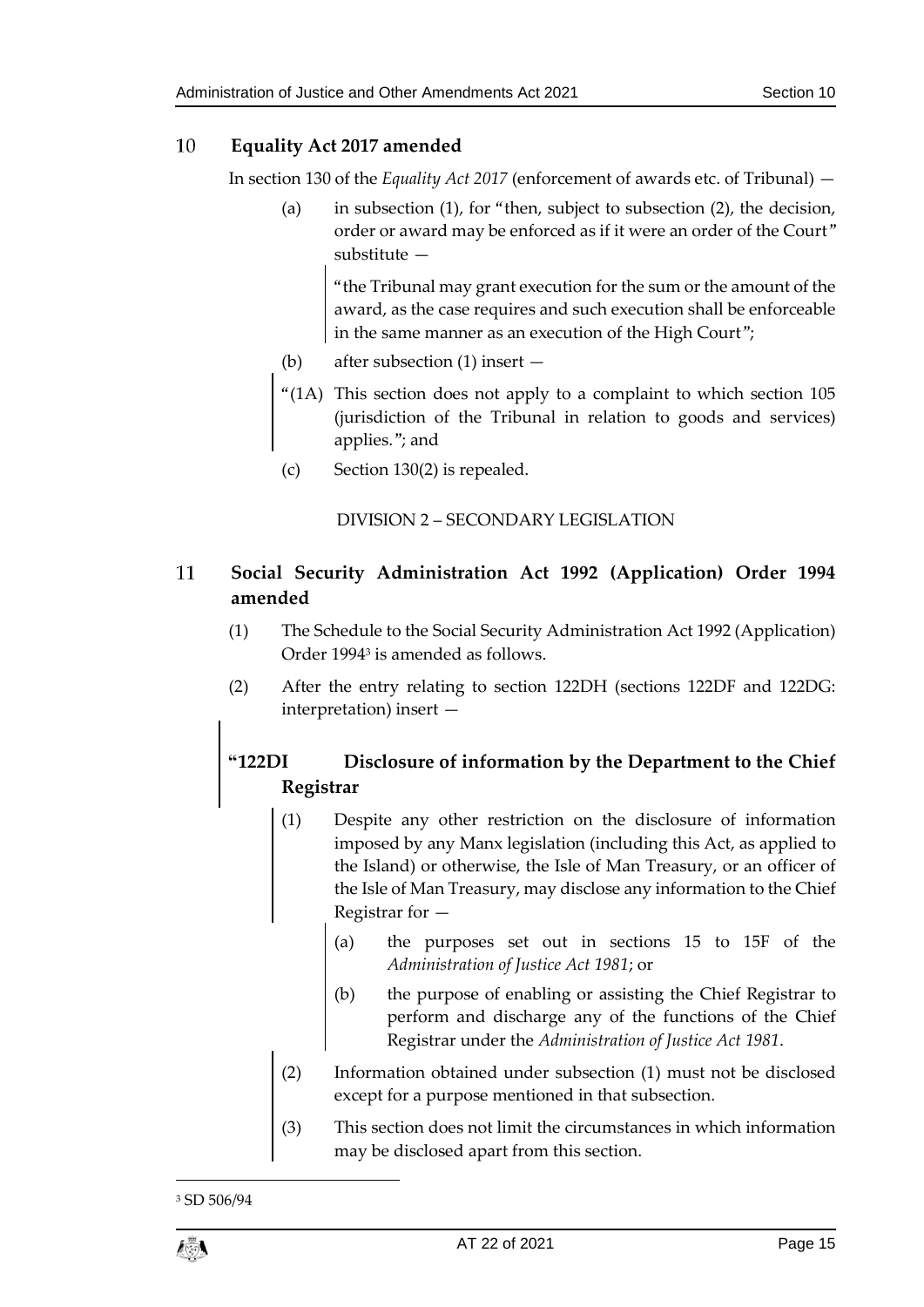## 10 Equality Act 2017 amended

In section 130 of the *Equality Act 2017* (enforcement of awards etc. of Tribunal) —

(a) in subsection (1), for "then, subject to subsection (2), the decision, order or award may be enforced as if it were an order of the Court" substitute —

> "the Tribunal may grant execution for the sum or the amount of the award, as the case requires and such execution shall be enforceable in the same manner as an execution of the High Court";

(b) after subsection (1) insert —

> "(1A) This section does not apply to a complaint to which section 105 (jurisdiction of the Tribunal in relation to goods and services) applies."; and

(c) Section 130(2) is repealed.

DIVISION 2 – SECONDARY LEGISLATION

## 11 Social Security Administration Act 1992 (Application) Order 1994 amended

(1) The Schedule to the Social Security Administration Act 1992 (Application) Order 1994[3] is amended as follows.

(2) After the entry relating to section 122DH (sections 122DF and 122DG: interpretation) insert —

> **"122DI Disclosure of information by the Department to the Chief Registrar**
>
> (1) Despite any other restriction on the disclosure of information imposed by any Manx legislation (including this Act, as applied to the Island) or otherwise, the Isle of Man Treasury, or an officer of the Isle of Man Treasury, may disclose any information to the Chief Registrar for —
>
> (a) the purposes set out in sections 15 to 15F of the *Administration of Justice Act 1981*; or
>
> (b) the purpose of enabling or assisting the Chief Registrar to perform and discharge any of the functions of the Chief Registrar under the *Administration of Justice Act 1981*.
>
> (2) Information obtained under subsection (1) must not be disclosed except for a purpose mentioned in that subsection.
>
> (3) This section does not limit the circumstances in which information may be disclosed apart from this section.

---

[3] SD 506/94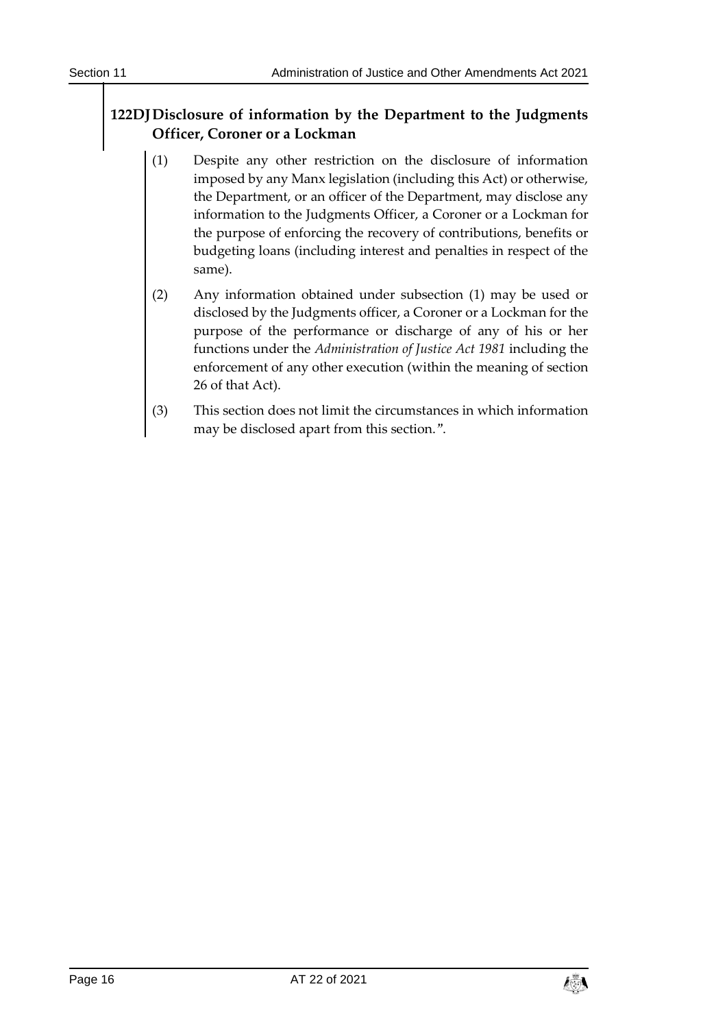### 122DJ Disclosure of information by the Department to the Judgments Officer, Coroner or a Lockman

(1) Despite any other restriction on the disclosure of information imposed by any Manx legislation (including this Act) or otherwise, the Department, or an officer of the Department, may disclose any information to the Judgments Officer, a Coroner or a Lockman for the purpose of enforcing the recovery of contributions, benefits or budgeting loans (including interest and penalties in respect of the same).

(2) Any information obtained under subsection (1) may be used or disclosed by the Judgments officer, a Coroner or a Lockman for the purpose of the performance or discharge of any of his or her functions under the *Administration of Justice Act 1981* including the enforcement of any other execution (within the meaning of section 26 of that Act).

(3) This section does not limit the circumstances in which information may be disclosed apart from this section.".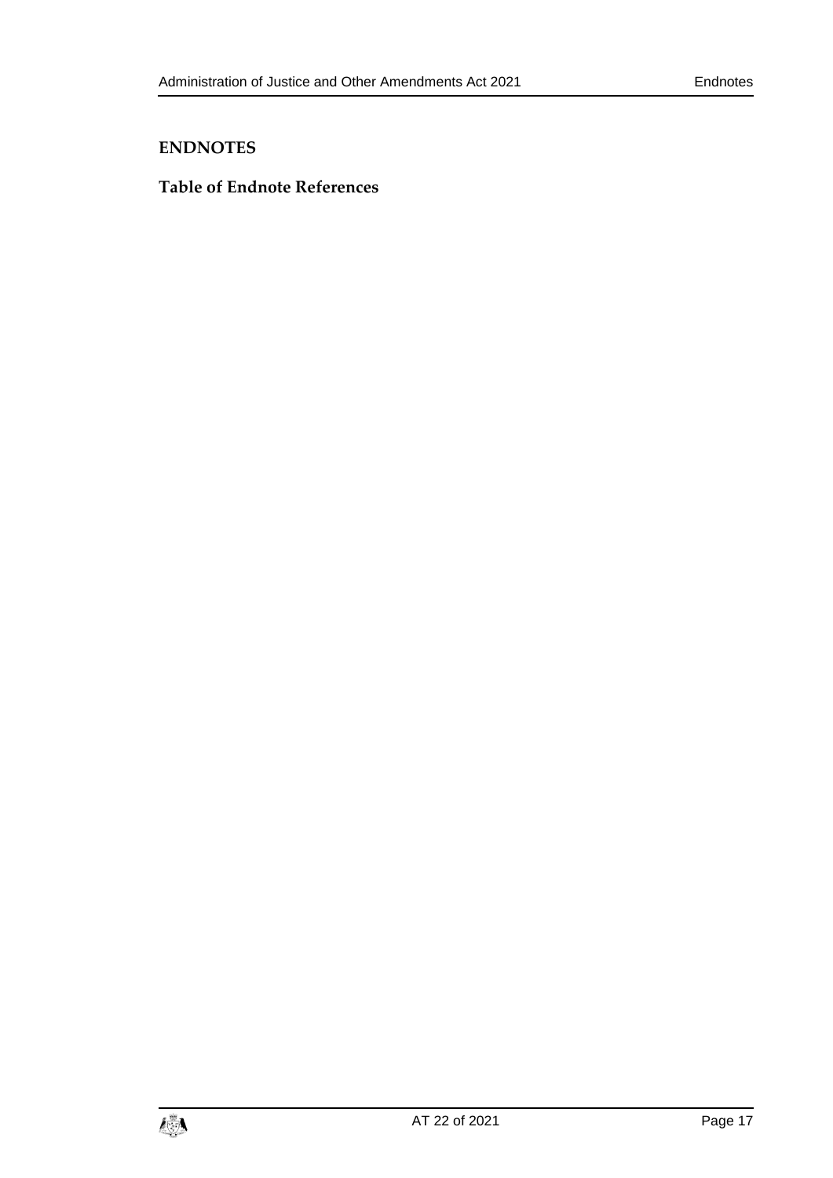## ENDNOTES

### Table of Endnote References